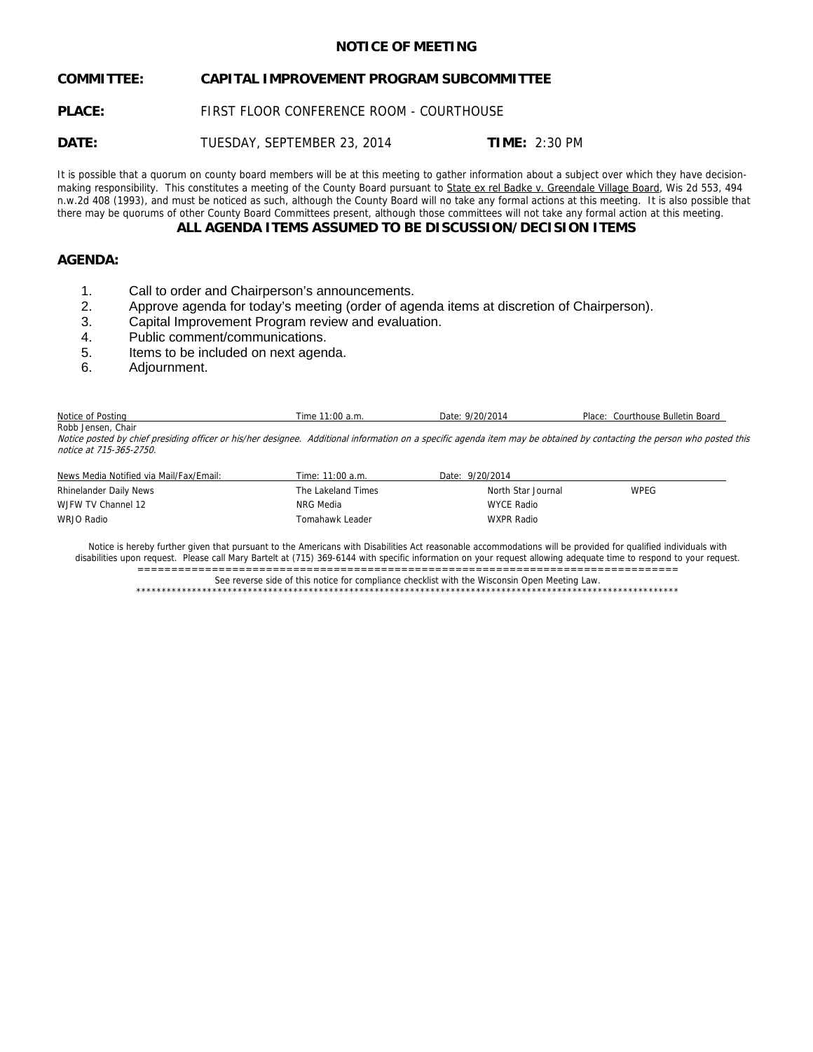# NOTICE OF MEETING

**COMMITTEE:** **CAPITAL IMPROVEMENT PROGRAM SUBCOMMITTEE**

**PLACE:** FIRST FLOOR CONFERENCE ROOM - COURTHOUSE

**DATE:** TUESDAY, SEPTEMBER 23, 2014 **TIME:** 2:30 PM

It is possible that a quorum on county board members will be at this meeting to gather information about a subject over which they have decision-making responsibility. This constitutes a meeting of the County Board pursuant to State ex rel Badke v. Greendale Village Board, Wis 2d 553, 494 n.w.2d 408 (1993), and must be noticed as such, although the County Board will no take any formal actions at this meeting. It is also possible that there may be quorums of other County Board Committees present, although those committees will not take any formal action at this meeting.

**ALL AGENDA ITEMS ASSUMED TO BE DISCUSSION/DECISION ITEMS**

**AGENDA:**

1. Call to order and Chairperson's announcements.
2. Approve agenda for today's meeting (order of agenda items at discretion of Chairperson).
3. Capital Improvement Program review and evaluation.
4. Public comment/communications.
5. Items to be included on next agenda.
6. Adjournment.

| Notice of Posting | Time 11:00 a.m. | Date: 9/20/2014 | Place: Courthouse Bulletin Board |
|---|---|---|---|

Robb Jensen, Chair

*Notice posted by chief presiding officer or his/her designee. Additional information on a specific agenda item may be obtained by contacting the person who posted this notice at 715-365-2750.*

| News Media Notified via Mail/Fax/Email: | Time: 11:00 a.m. | Date: 9/20/2014 | |
|---|---|---|---|
| Rhinelander Daily News | The Lakeland Times | North Star Journal | WPEG |
| WJFW TV Channel 12 | NRG Media | WYCE Radio | |
| WRJO Radio | Tomahawk Leader | WXPR Radio | |

Notice is hereby further given that pursuant to the Americans with Disabilities Act reasonable accommodations will be provided for qualified individuals with disabilities upon request. Please call Mary Bartelt at (715) 369-6144 with specific information on your request allowing adequate time to respond to your request.

See reverse side of this notice for compliance checklist with the Wisconsin Open Meeting Law.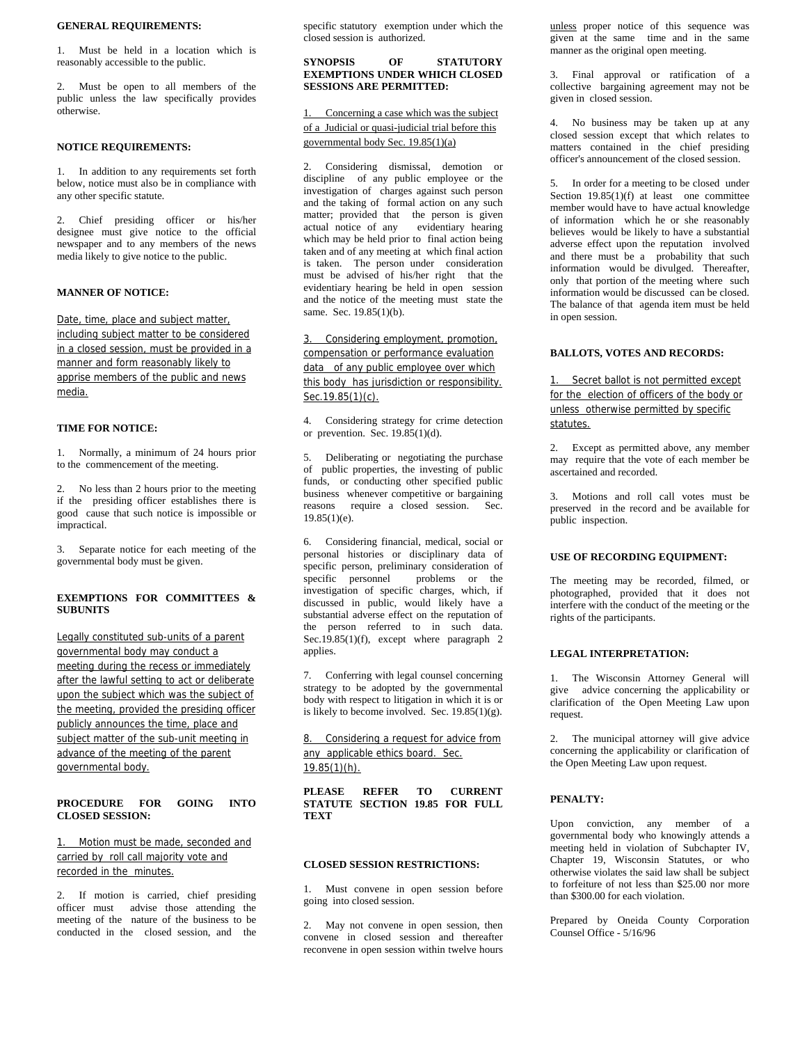**GENERAL REQUIREMENTS:**

1. Must be held in a location which is reasonably accessible to the public.

2. Must be open to all members of the public unless the law specifically provides otherwise.

**NOTICE REQUIREMENTS:**

1. In addition to any requirements set forth below, notice must also be in compliance with any other specific statute.

2. Chief presiding officer or his/her designee must give notice to the official newspaper and to any members of the news media likely to give notice to the public.

**MANNER OF NOTICE:**

Date, time, place and subject matter, including subject matter to be considered in a closed session, must be provided in a manner and form reasonably likely to apprise members of the public and news media.

**TIME FOR NOTICE:**

1. Normally, a minimum of 24 hours prior to the commencement of the meeting.

2. No less than 2 hours prior to the meeting if the presiding officer establishes there is good cause that such notice is impossible or impractical.

3. Separate notice for each meeting of the governmental body must be given.

**EXEMPTIONS FOR COMMITTEES & SUBUNITS**

Legally constituted sub-units of a parent governmental body may conduct a meeting during the recess or immediately after the lawful setting to act or deliberate upon the subject which was the subject of the meeting, provided the presiding officer publicly announces the time, place and subject matter of the sub-unit meeting in advance of the meeting of the parent governmental body.

**PROCEDURE FOR GOING INTO CLOSED SESSION:**

1. Motion must be made, seconded and carried by roll call majority vote and recorded in the minutes.

2. If motion is carried, chief presiding officer must advise those attending the meeting of the nature of the business to be conducted in the closed session, and the specific statutory exemption under which the closed session is authorized.

**SYNOPSIS OF STATUTORY EXEMPTIONS UNDER WHICH CLOSED SESSIONS ARE PERMITTED:**

1. Concerning a case which was the subject of a Judicial or quasi-judicial trial before this governmental body Sec. 19.85(1)(a)

2. Considering dismissal, demotion or discipline of any public employee or the investigation of charges against such person and the taking of formal action on any such matter; provided that the person is given actual notice of any evidentiary hearing which may be held prior to final action being taken and of any meeting at which final action is taken. The person under consideration must be advised of his/her right that the evidentiary hearing be held in open session and the notice of the meeting must state the same. Sec. 19.85(1)(b).

3. Considering employment, promotion, compensation or performance evaluation data of any public employee over which this body has jurisdiction or responsibility. Sec.19.85(1)(c).

4. Considering strategy for crime detection or prevention. Sec. 19.85(1)(d).

5. Deliberating or negotiating the purchase of public properties, the investing of public funds, or conducting other specified public business whenever competitive or bargaining reasons require a closed session. Sec. 19.85(1)(e).

6. Considering financial, medical, social or personal histories or disciplinary data of specific person, preliminary consideration of specific personnel problems or the investigation of specific charges, which, if discussed in public, would likely have a substantial adverse effect on the reputation of the person referred to in such data. Sec.19.85(1)(f), except where paragraph 2 applies.

7. Conferring with legal counsel concerning strategy to be adopted by the governmental body with respect to litigation in which it is or is likely to become involved. Sec. 19.85(1)(g).

8. Considering a request for advice from any applicable ethics board. Sec. 19.85(1)(h).

**PLEASE REFER TO CURRENT STATUTE SECTION 19.85 FOR FULL TEXT**

**CLOSED SESSION RESTRICTIONS:**

1. Must convene in open session before going into closed session.

2. May not convene in open session, then convene in closed session and thereafter reconvene in open session within twelve hours unless proper notice of this sequence was given at the same time and in the same manner as the original open meeting.

3. Final approval or ratification of a collective bargaining agreement may not be given in closed session.

4. No business may be taken up at any closed session except that which relates to matters contained in the chief presiding officer's announcement of the closed session.

5. In order for a meeting to be closed under Section 19.85(1)(f) at least one committee member would have to have actual knowledge of information which he or she reasonably believes would be likely to have a substantial adverse effect upon the reputation involved and there must be a probability that such information would be divulged. Thereafter, only that portion of the meeting where such information would be discussed can be closed. The balance of that agenda item must be held in open session.

**BALLOTS, VOTES AND RECORDS:**

1. Secret ballot is not permitted except for the election of officers of the body or unless otherwise permitted by specific statutes.

2. Except as permitted above, any member may require that the vote of each member be ascertained and recorded.

3. Motions and roll call votes must be preserved in the record and be available for public inspection.

**USE OF RECORDING EQUIPMENT:**

The meeting may be recorded, filmed, or photographed, provided that it does not interfere with the conduct of the meeting or the rights of the participants.

**LEGAL INTERPRETATION:**

1. The Wisconsin Attorney General will give advice concerning the applicability or clarification of the Open Meeting Law upon request.

2. The municipal attorney will give advice concerning the applicability or clarification of the Open Meeting Law upon request.

**PENALTY:**

Upon conviction, any member of a governmental body who knowingly attends a meeting held in violation of Subchapter IV, Chapter 19, Wisconsin Statutes, or who otherwise violates the said law shall be subject to forfeiture of not less than $25.00 nor more than $300.00 for each violation.

Prepared by Oneida County Corporation Counsel Office - 5/16/96